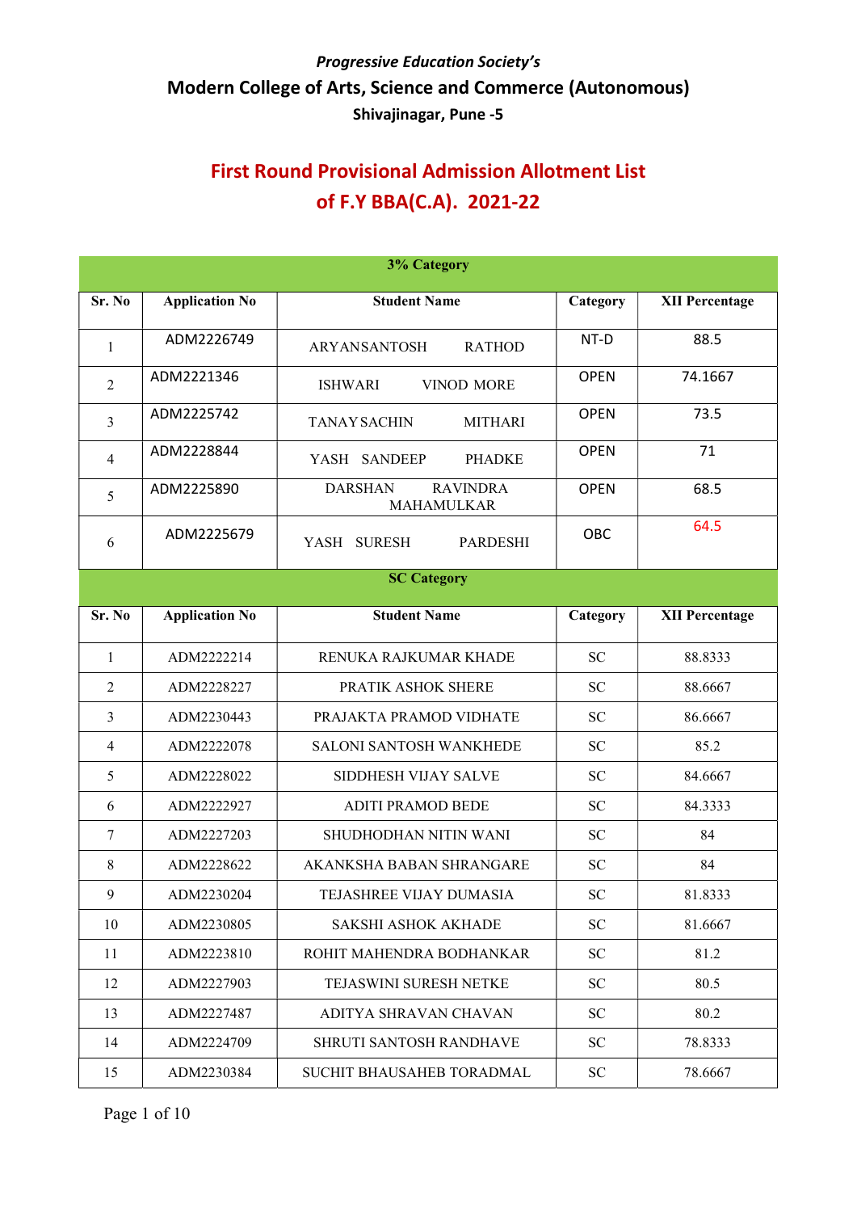*Progressive Education Society's*

**Modern College of Arts, Science and Commerce (Autonomous)**

**Shivajinagar, Pune -5**

# First Round Provisional Admission Allotment List of F.Y BBA(C.A). 2021-22

| 3% Category | | | | |
|---|---|---|---|---|
| **Sr. No** | **Application No** | **Student Name** | **Category** | **XII Percentage** |
| 1 | ADM2226749 | ARYANSANTOSH RATHOD | NT-D | 88.5 |
| 2 | ADM2221346 | ISHWARI VINOD MORE | OPEN | 74.1667 |
| 3 | ADM2225742 | TANAYSACHIN MITHARI | OPEN | 73.5 |
| 4 | ADM2228844 | YASH SANDEEP PHADKE | OPEN | 71 |
| 5 | ADM2225890 | DARSHAN RAVINDRA MAHAMULKAR | OPEN | 68.5 |
| 6 | ADM2225679 | YASH SURESH PARDESHI | OBC | 64.5 |

| SC Category | | | | |
|---|---|---|---|---|
| **Sr. No** | **Application No** | **Student Name** | **Category** | **XII Percentage** |
| 1 | ADM2222214 | RENUKA RAJKUMAR KHADE | SC | 88.8333 |
| 2 | ADM2228227 | PRATIK ASHOK SHERE | SC | 88.6667 |
| 3 | ADM2230443 | PRAJAKTA PRAMOD VIDHATE | SC | 86.6667 |
| 4 | ADM2222078 | SALONI SANTOSH WANKHEDE | SC | 85.2 |
| 5 | ADM2228022 | SIDDHESH VIJAY SALVE | SC | 84.6667 |
| 6 | ADM2222927 | ADITI PRAMOD BEDE | SC | 84.3333 |
| 7 | ADM2227203 | SHUDHODHAN NITIN WANI | SC | 84 |
| 8 | ADM2228622 | AKANKSHA BABAN SHRANGARE | SC | 84 |
| 9 | ADM2230204 | TEJASHREE VIJAY DUMASIA | SC | 81.8333 |
| 10 | ADM2230805 | SAKSHI ASHOK AKHADE | SC | 81.6667 |
| 11 | ADM2223810 | ROHIT MAHENDRA BODHANKAR | SC | 81.2 |
| 12 | ADM2227903 | TEJASWINI SURESH NETKE | SC | 80.5 |
| 13 | ADM2227487 | ADITYA SHRAVAN CHAVAN | SC | 80.2 |
| 14 | ADM2224709 | SHRUTI SANTOSH RANDHAVE | SC | 78.8333 |
| 15 | ADM2230384 | SUCHIT BHAUSAHEB TORADMAL | SC | 78.6667 |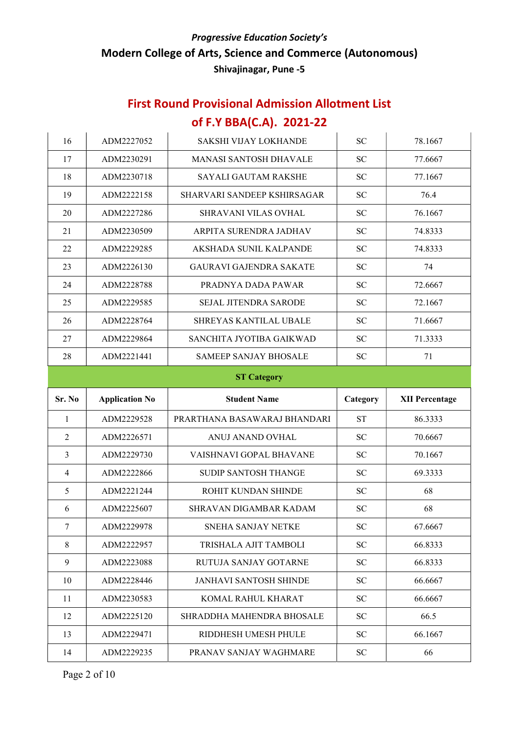*Progressive Education Society's*

**Modern College of Arts, Science and Commerce (Autonomous)**

**Shivajinagar, Pune -5**

## First Round Provisional Admission Allotment List of F.Y BBA(C.A). 2021-22

| | | | | |
|---|---|---|---|---|
| 16 | ADM2227052 | SAKSHI VIJAY LOKHANDE | SC | 78.1667 |
| 17 | ADM2230291 | MANASI SANTOSH DHAVALE | SC | 77.6667 |
| 18 | ADM2230718 | SAYALI GAUTAM RAKSHE | SC | 77.1667 |
| 19 | ADM2222158 | SHARVARI SANDEEP KSHIRSAGAR | SC | 76.4 |
| 20 | ADM2227286 | SHRAVANI VILAS OVHAL | SC | 76.1667 |
| 21 | ADM2230509 | ARPITA SURENDRA JADHAV | SC | 74.8333 |
| 22 | ADM2229285 | AKSHADA SUNIL KALPANDE | SC | 74.8333 |
| 23 | ADM2226130 | GAURAVI GAJENDRA SAKATE | SC | 74 |
| 24 | ADM2228788 | PRADNYA DADA PAWAR | SC | 72.6667 |
| 25 | ADM2229585 | SEJAL JITENDRA SARODE | SC | 72.1667 |
| 26 | ADM2228764 | SHREYAS KANTILAL UBALE | SC | 71.6667 |
| 27 | ADM2229864 | SANCHITA JYOTIBA GAIKWAD | SC | 71.3333 |
| 28 | ADM2221441 | SAMEEP SANJAY BHOSALE | SC | 71 |

**ST Category**

| Sr. No | Application No | Student Name | Category | XII Percentage |
|---|---|---|---|---|
| 1 | ADM2229528 | PRARTHANA BASAWARAJ BHANDARI | ST | 86.3333 |
| 2 | ADM2226571 | ANUJ ANAND OVHAL | SC | 70.6667 |
| 3 | ADM2229730 | VAISHNAVI GOPAL BHAVANE | SC | 70.1667 |
| 4 | ADM2222866 | SUDIP SANTOSH THANGE | SC | 69.3333 |
| 5 | ADM2221244 | ROHIT KUNDAN SHINDE | SC | 68 |
| 6 | ADM2225607 | SHRAVAN DIGAMBAR KADAM | SC | 68 |
| 7 | ADM2229978 | SNEHA SANJAY NETKE | SC | 67.6667 |
| 8 | ADM2222957 | TRISHALA AJIT TAMBOLI | SC | 66.8333 |
| 9 | ADM2223088 | RUTUJA SANJAY GOTARNE | SC | 66.8333 |
| 10 | ADM2228446 | JANHAVI SANTOSH SHINDE | SC | 66.6667 |
| 11 | ADM2230583 | KOMAL RAHUL KHARAT | SC | 66.6667 |
| 12 | ADM2225120 | SHRADDHA MAHENDRA BHOSALE | SC | 66.5 |
| 13 | ADM2229471 | RIDDHESH UMESH PHULE | SC | 66.1667 |
| 14 | ADM2229235 | PRANAV SANJAY WAGHMARE | SC | 66 |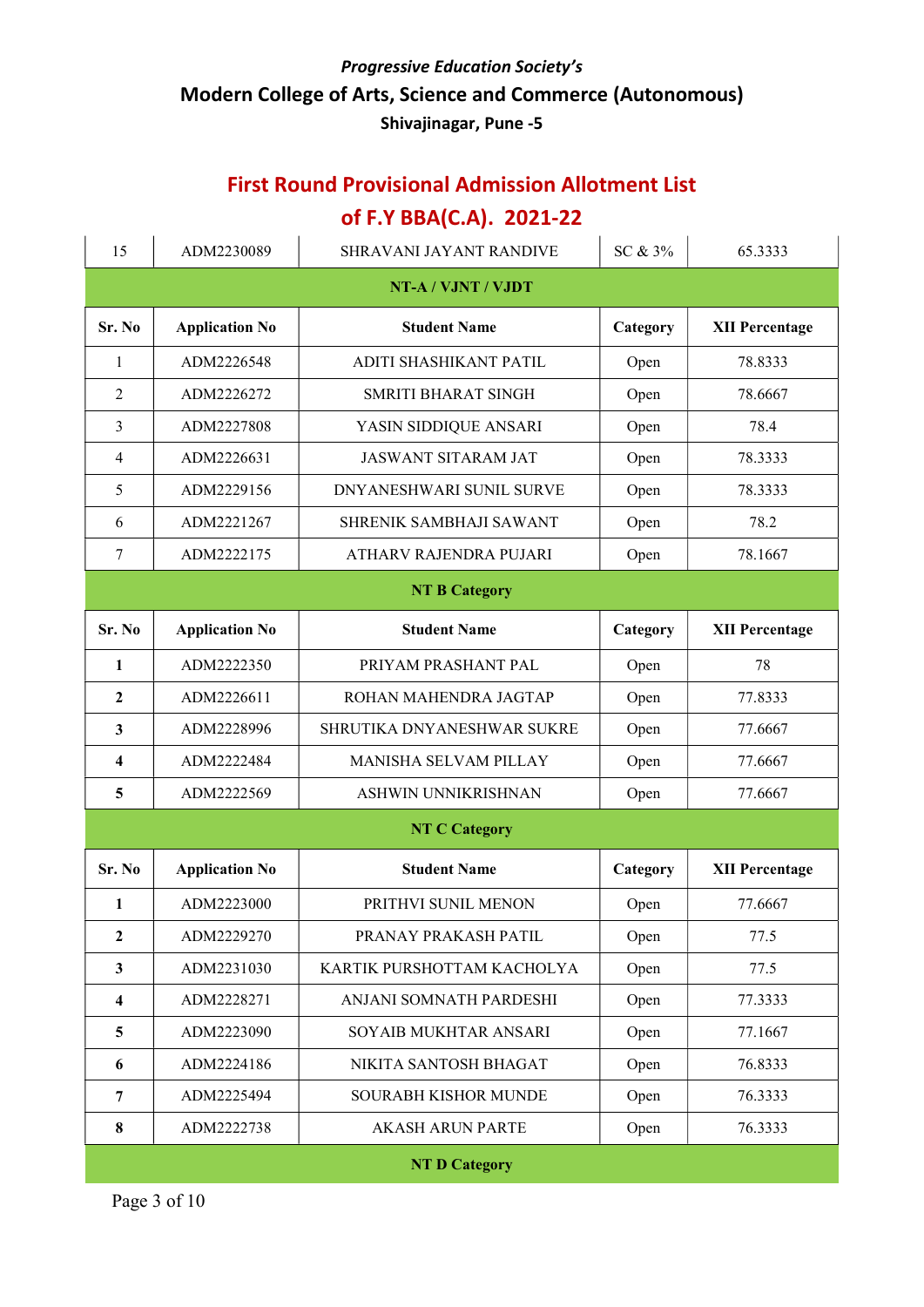*Progressive Education Society's*

## Modern College of Arts, Science and Commerce (Autonomous)

**Shivajinagar, Pune -5**

# First Round Provisional Admission Allotment List of F.Y BBA(C.A). 2021-22

| | | | | |
|---|---|---|---|---|
| 15 | ADM2230089 | SHRAVANI JAYANT RANDIVE | SC & 3% | 65.3333 |

**NT-A / VJNT / VJDT**

| Sr. No | Application No | Student Name | Category | XII Percentage |
|---|---|---|---|---|
| 1 | ADM2226548 | ADITI SHASHIKANT PATIL | Open | 78.8333 |
| 2 | ADM2226272 | SMRITI BHARAT SINGH | Open | 78.6667 |
| 3 | ADM2227808 | YASIN SIDDIQUE ANSARI | Open | 78.4 |
| 4 | ADM2226631 | JASWANT SITARAM JAT | Open | 78.3333 |
| 5 | ADM2229156 | DNYANESHWARI SUNIL SURVE | Open | 78.3333 |
| 6 | ADM2221267 | SHRENIK SAMBHAJI SAWANT | Open | 78.2 |
| 7 | ADM2222175 | ATHARV RAJENDRA PUJARI | Open | 78.1667 |

**NT B Category**

| Sr. No | Application No | Student Name | Category | XII Percentage |
|---|---|---|---|---|
| **1** | ADM2222350 | PRIYAM PRASHANT PAL | Open | 78 |
| **2** | ADM2226611 | ROHAN MAHENDRA JAGTAP | Open | 77.8333 |
| **3** | ADM2228996 | SHRUTIKA DNYANESHWAR SUKRE | Open | 77.6667 |
| **4** | ADM2222484 | MANISHA SELVAM PILLAY | Open | 77.6667 |
| **5** | ADM2222569 | ASHWIN UNNIKRISHNAN | Open | 77.6667 |

**NT C Category**

| Sr. No | Application No | Student Name | Category | XII Percentage |
|---|---|---|---|---|
| **1** | ADM2223000 | PRITHVI SUNIL MENON | Open | 77.6667 |
| **2** | ADM2229270 | PRANAY PRAKASH PATIL | Open | 77.5 |
| **3** | ADM2231030 | KARTIK PURSHOTTAM KACHOLYA | Open | 77.5 |
| **4** | ADM2228271 | ANJANI SOMNATH PARDESHI | Open | 77.3333 |
| **5** | ADM2223090 | SOYAIB MUKHTAR ANSARI | Open | 77.1667 |
| **6** | ADM2224186 | NIKITA SANTOSH BHAGAT | Open | 76.8333 |
| **7** | ADM2225494 | SOURABH KISHOR MUNDE | Open | 76.3333 |
| **8** | ADM2222738 | AKASH ARUN PARTE | Open | 76.3333 |

**NT D Category**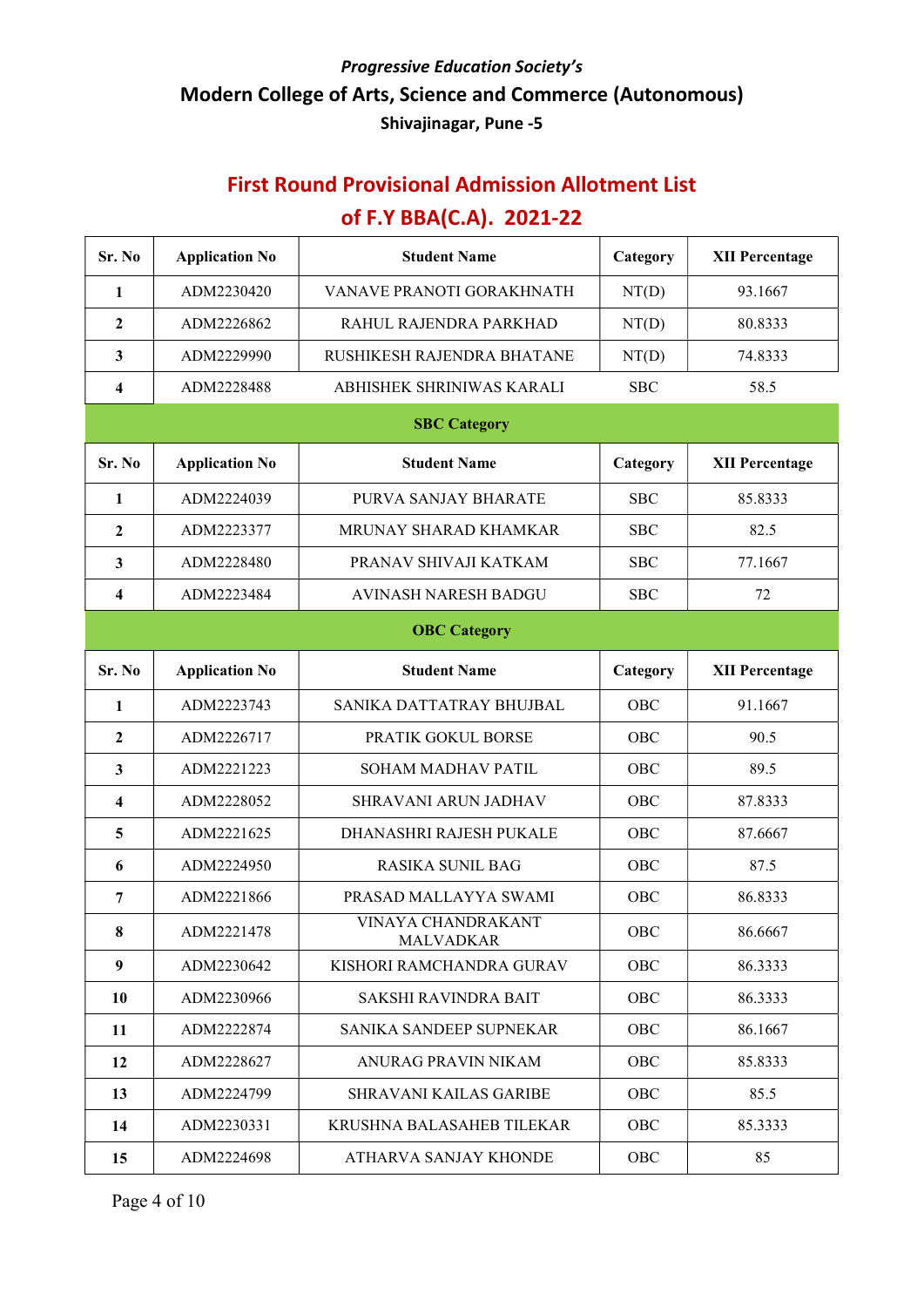*Progressive Education Society's*

**Modern College of Arts, Science and Commerce (Autonomous)**

**Shivajinagar, Pune -5**

## First Round Provisional Admission Allotment List of F.Y BBA(C.A). 2021-22

| Sr. No | Application No | Student Name | Category | XII Percentage |
|---|---|---|---|---|
| 1 | ADM2230420 | VANAVE PRANOTI GORAKHNATH | NT(D) | 93.1667 |
| 2 | ADM2226862 | RAHUL RAJENDRA PARKHAD | NT(D) | 80.8333 |
| 3 | ADM2229990 | RUSHIKESH RAJENDRA BHATANE | NT(D) | 74.8333 |
| 4 | ADM2228488 | ABHISHEK SHRINIWAS KARALI | SBC | 58.5 |

**SBC Category**

| Sr. No | Application No | Student Name | Category | XII Percentage |
|---|---|---|---|---|
| 1 | ADM2224039 | PURVA SANJAY BHARATE | SBC | 85.8333 |
| 2 | ADM2223377 | MRUNAY SHARAD KHAMKAR | SBC | 82.5 |
| 3 | ADM2228480 | PRANAV SHIVAJI KATKAM | SBC | 77.1667 |
| 4 | ADM2223484 | AVINASH NARESH BADGU | SBC | 72 |

**OBC Category**

| Sr. No | Application No | Student Name | Category | XII Percentage |
|---|---|---|---|---|
| 1 | ADM2223743 | SANIKA DATTATRAY BHUJBAL | OBC | 91.1667 |
| 2 | ADM2226717 | PRATIK GOKUL BORSE | OBC | 90.5 |
| 3 | ADM2221223 | SOHAM MADHAV PATIL | OBC | 89.5 |
| 4 | ADM2228052 | SHRAVANI ARUN JADHAV | OBC | 87.8333 |
| 5 | ADM2221625 | DHANASHRI RAJESH PUKALE | OBC | 87.6667 |
| 6 | ADM2224950 | RASIKA SUNIL BAG | OBC | 87.5 |
| 7 | ADM2221866 | PRASAD MALLAYYA SWAMI | OBC | 86.8333 |
| 8 | ADM2221478 | VINAYA CHANDRAKANT MALVADKAR | OBC | 86.6667 |
| 9 | ADM2230642 | KISHORI RAMCHANDRA GURAV | OBC | 86.3333 |
| 10 | ADM2230966 | SAKSHI RAVINDRA BAIT | OBC | 86.3333 |
| 11 | ADM2222874 | SANIKA SANDEEP SUPNEKAR | OBC | 86.1667 |
| 12 | ADM2228627 | ANURAG PRAVIN NIKAM | OBC | 85.8333 |
| 13 | ADM2224799 | SHRAVANI KAILAS GARIBE | OBC | 85.5 |
| 14 | ADM2230331 | KRUSHNA BALASAHEB TILEKAR | OBC | 85.3333 |
| 15 | ADM2224698 | ATHARVA SANJAY KHONDE | OBC | 85 |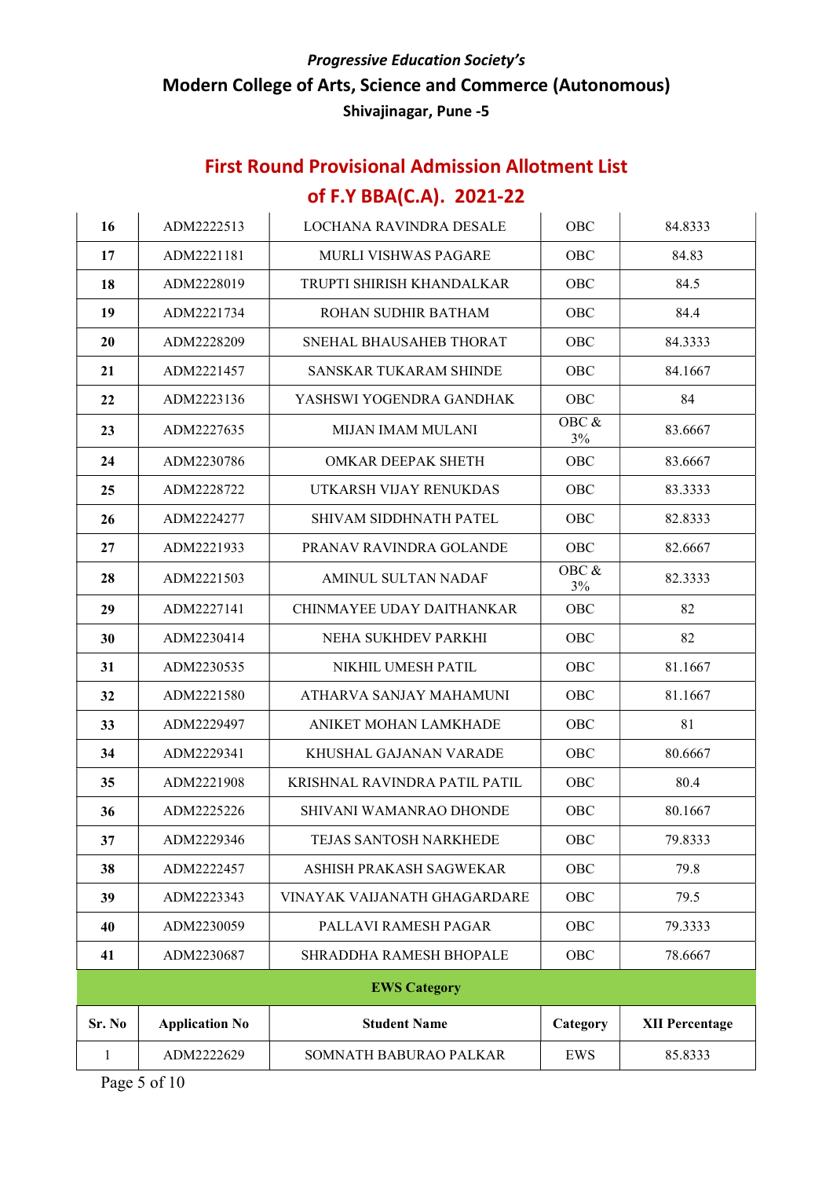*Progressive Education Society's*

**Modern College of Arts, Science and Commerce (Autonomous)**

**Shivajinagar, Pune -5**

## First Round Provisional Admission Allotment List of F.Y BBA(C.A). 2021-22

| | | | | |
|---|---|---|---|---|
| **16** | ADM2222513 | LOCHANA RAVINDRA DESALE | OBC | 84.8333 |
| **17** | ADM2221181 | MURLI VISHWAS PAGARE | OBC | 84.83 |
| **18** | ADM2228019 | TRUPTI SHIRISH KHANDALKAR | OBC | 84.5 |
| **19** | ADM2221734 | ROHAN SUDHIR BATHAM | OBC | 84.4 |
| **20** | ADM2228209 | SNEHAL BHAUSAHEB THORAT | OBC | 84.3333 |
| **21** | ADM2221457 | SANSKAR TUKARAM SHINDE | OBC | 84.1667 |
| **22** | ADM2223136 | YASHSWI YOGENDRA GANDHAK | OBC | 84 |
| **23** | ADM2227635 | MIJAN IMAM MULANI | OBC & 3% | 83.6667 |
| **24** | ADM2230786 | OMKAR DEEPAK SHETH | OBC | 83.6667 |
| **25** | ADM2228722 | UTKARSH VIJAY RENUKDAS | OBC | 83.3333 |
| **26** | ADM2224277 | SHIVAM SIDDHNATH PATEL | OBC | 82.8333 |
| **27** | ADM2221933 | PRANAV RAVINDRA GOLANDE | OBC | 82.6667 |
| **28** | ADM2221503 | AMINUL SULTAN NADAF | OBC & 3% | 82.3333 |
| **29** | ADM2227141 | CHINMAYEE UDAY DAITHANKAR | OBC | 82 |
| **30** | ADM2230414 | NEHA SUKHDEV PARKHI | OBC | 82 |
| **31** | ADM2230535 | NIKHIL UMESH PATIL | OBC | 81.1667 |
| **32** | ADM2221580 | ATHARVA SANJAY MAHAMUNI | OBC | 81.1667 |
| **33** | ADM2229497 | ANIKET MOHAN LAMKHADE | OBC | 81 |
| **34** | ADM2229341 | KHUSHAL GAJANAN VARADE | OBC | 80.6667 |
| **35** | ADM2221908 | KRISHNAL RAVINDRA PATIL PATIL | OBC | 80.4 |
| **36** | ADM2225226 | SHIVANI WAMANRAO DHONDE | OBC | 80.1667 |
| **37** | ADM2229346 | TEJAS SANTOSH NARKHEDE | OBC | 79.8333 |
| **38** | ADM2222457 | ASHISH PRAKASH SAGWEKAR | OBC | 79.8 |
| **39** | ADM2223343 | VINAYAK VAIJANATH GHAGARDARE | OBC | 79.5 |
| **40** | ADM2230059 | PALLAVI RAMESH PAGAR | OBC | 79.3333 |
| **41** | ADM2230687 | SHRADDHA RAMESH BHOPALE | OBC | 78.6667 |

**EWS Category**

| Sr. No | Application No | Student Name | Category | XII Percentage |
|---|---|---|---|---|
| 1 | ADM2222629 | SOMNATH BABURAO PALKAR | EWS | 85.8333 |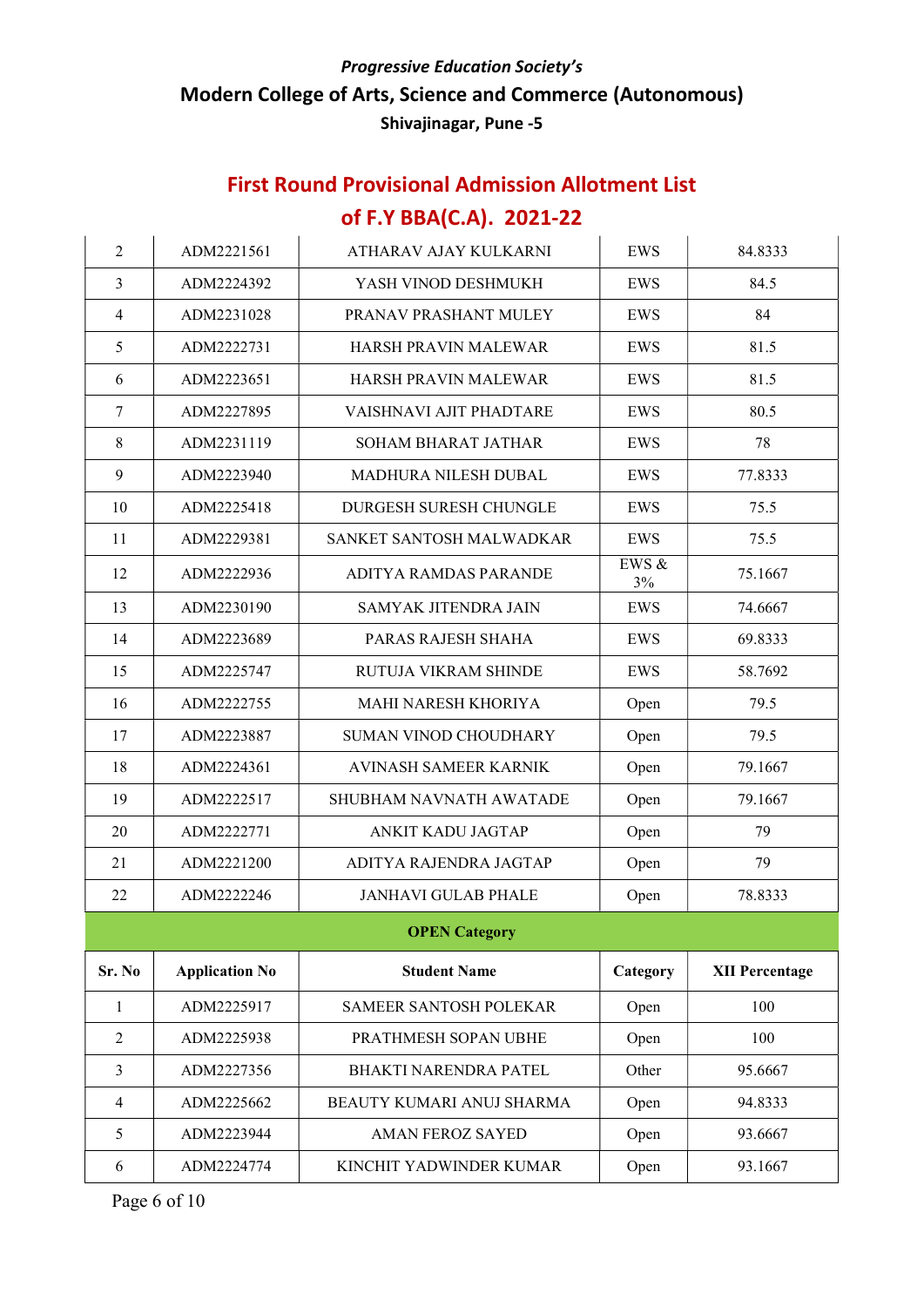*Progressive Education Society's*

**Modern College of Arts, Science and Commerce (Autonomous)**

**Shivajinagar, Pune -5**

## First Round Provisional Admission Allotment List of F.Y BBA(C.A). 2021-22

| | | | | |
|---|---|---|---|---|
| 2 | ADM2221561 | ATHARAV AJAY KULKARNI | EWS | 84.8333 |
| 3 | ADM2224392 | YASH VINOD DESHMUKH | EWS | 84.5 |
| 4 | ADM2231028 | PRANAV PRASHANT MULEY | EWS | 84 |
| 5 | ADM2222731 | HARSH PRAVIN MALEWAR | EWS | 81.5 |
| 6 | ADM2223651 | HARSH PRAVIN MALEWAR | EWS | 81.5 |
| 7 | ADM2227895 | VAISHNAVI AJIT PHADTARE | EWS | 80.5 |
| 8 | ADM2231119 | SOHAM BHARAT JATHAR | EWS | 78 |
| 9 | ADM2223940 | MADHURA NILESH DUBAL | EWS | 77.8333 |
| 10 | ADM2225418 | DURGESH SURESH CHUNGLE | EWS | 75.5 |
| 11 | ADM2229381 | SANKET SANTOSH MALWADKAR | EWS | 75.5 |
| 12 | ADM2222936 | ADITYA RAMDAS PARANDE | EWS & 3% | 75.1667 |
| 13 | ADM2230190 | SAMYAK JITENDRA JAIN | EWS | 74.6667 |
| 14 | ADM2223689 | PARAS RAJESH SHAHA | EWS | 69.8333 |
| 15 | ADM2225747 | RUTUJA VIKRAM SHINDE | EWS | 58.7692 |
| 16 | ADM2222755 | MAHI NARESH KHORIYA | Open | 79.5 |
| 17 | ADM2223887 | SUMAN VINOD CHOUDHARY | Open | 79.5 |
| 18 | ADM2224361 | AVINASH SAMEER KARNIK | Open | 79.1667 |
| 19 | ADM2222517 | SHUBHAM NAVNATH AWATADE | Open | 79.1667 |
| 20 | ADM2222771 | ANKIT KADU JAGTAP | Open | 79 |
| 21 | ADM2221200 | ADITYA RAJENDRA JAGTAP | Open | 79 |
| 22 | ADM2222246 | JANHAVI GULAB PHALE | Open | 78.8333 |

**OPEN Category**

| Sr. No | Application No | Student Name | Category | XII Percentage |
|---|---|---|---|---|
| 1 | ADM2225917 | SAMEER SANTOSH POLEKAR | Open | 100 |
| 2 | ADM2225938 | PRATHMESH SOPAN UBHE | Open | 100 |
| 3 | ADM2227356 | BHAKTI NARENDRA PATEL | Other | 95.6667 |
| 4 | ADM2225662 | BEAUTY KUMARI ANUJ SHARMA | Open | 94.8333 |
| 5 | ADM2223944 | AMAN FEROZ SAYED | Open | 93.6667 |
| 6 | ADM2224774 | KINCHIT YADWINDER KUMAR | Open | 93.1667 |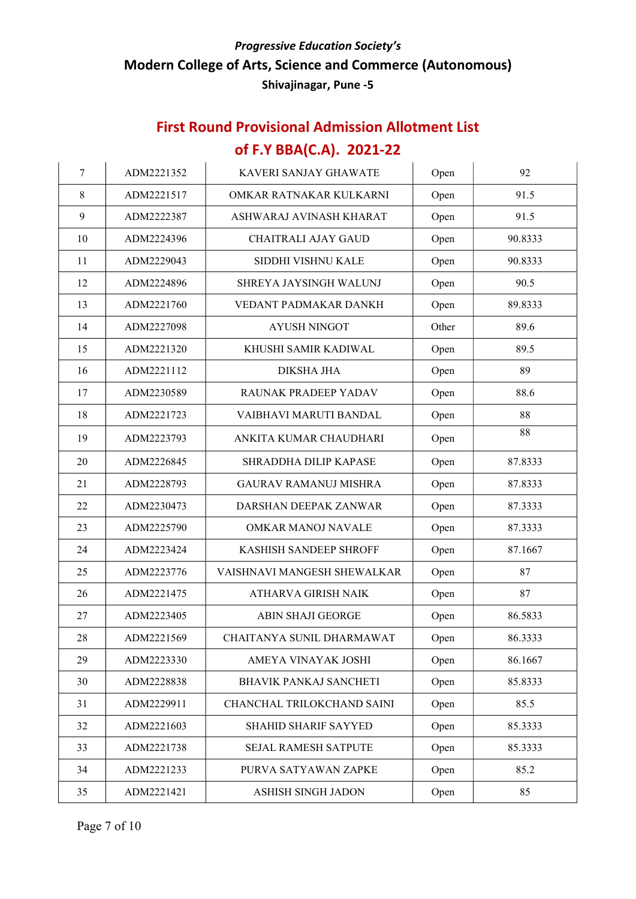*Progressive Education Society's*

**Modern College of Arts, Science and Commerce (Autonomous)**

**Shivajinagar, Pune -5**

## First Round Provisional Admission Allotment List of F.Y BBA(C.A). 2021-22

| | | | | |
|---|---|---|---|---|
| 7 | ADM2221352 | KAVERI SANJAY GHAWATE | Open | 92 |
| 8 | ADM2221517 | OMKAR RATNAKAR KULKARNI | Open | 91.5 |
| 9 | ADM2222387 | ASHWARAJ AVINASH KHARAT | Open | 91.5 |
| 10 | ADM2224396 | CHAITRALI AJAY GAUD | Open | 90.8333 |
| 11 | ADM2229043 | SIDDHI VISHNU KALE | Open | 90.8333 |
| 12 | ADM2224896 | SHREYA JAYSINGH WALUNJ | Open | 90.5 |
| 13 | ADM2221760 | VEDANT PADMAKAR DANKH | Open | 89.8333 |
| 14 | ADM2227098 | AYUSH NINGOT | Other | 89.6 |
| 15 | ADM2221320 | KHUSHI SAMIR KADIWAL | Open | 89.5 |
| 16 | ADM2221112 | DIKSHA JHA | Open | 89 |
| 17 | ADM2230589 | RAUNAK PRADEEP YADAV | Open | 88.6 |
| 18 | ADM2221723 | VAIBHAVI MARUTI BANDAL | Open | 88 |
| 19 | ADM2223793 | ANKITA KUMAR CHAUDHARI | Open | 88 |
| 20 | ADM2226845 | SHRADDHA DILIP KAPASE | Open | 87.8333 |
| 21 | ADM2228793 | GAURAV RAMANUJ MISHRA | Open | 87.8333 |
| 22 | ADM2230473 | DARSHAN DEEPAK ZANWAR | Open | 87.3333 |
| 23 | ADM2225790 | OMKAR MANOJ NAVALE | Open | 87.3333 |
| 24 | ADM2223424 | KASHISH SANDEEP SHROFF | Open | 87.1667 |
| 25 | ADM2223776 | VAISHNAVI MANGESH SHEWALKAR | Open | 87 |
| 26 | ADM2221475 | ATHARVA GIRISH NAIK | Open | 87 |
| 27 | ADM2223405 | ABIN SHAJI GEORGE | Open | 86.5833 |
| 28 | ADM2221569 | CHAITANYA SUNIL DHARMAWAT | Open | 86.3333 |
| 29 | ADM2223330 | AMEYA VINAYAK JOSHI | Open | 86.1667 |
| 30 | ADM2228838 | BHAVIK PANKAJ SANCHETI | Open | 85.8333 |
| 31 | ADM2229911 | CHANCHAL TRILOKCHAND SAINI | Open | 85.5 |
| 32 | ADM2221603 | SHAHID SHARIF SAYYED | Open | 85.3333 |
| 33 | ADM2221738 | SEJAL RAMESH SATPUTE | Open | 85.3333 |
| 34 | ADM2221233 | PURVA SATYAWAN ZAPKE | Open | 85.2 |
| 35 | ADM2221421 | ASHISH SINGH JADON | Open | 85 |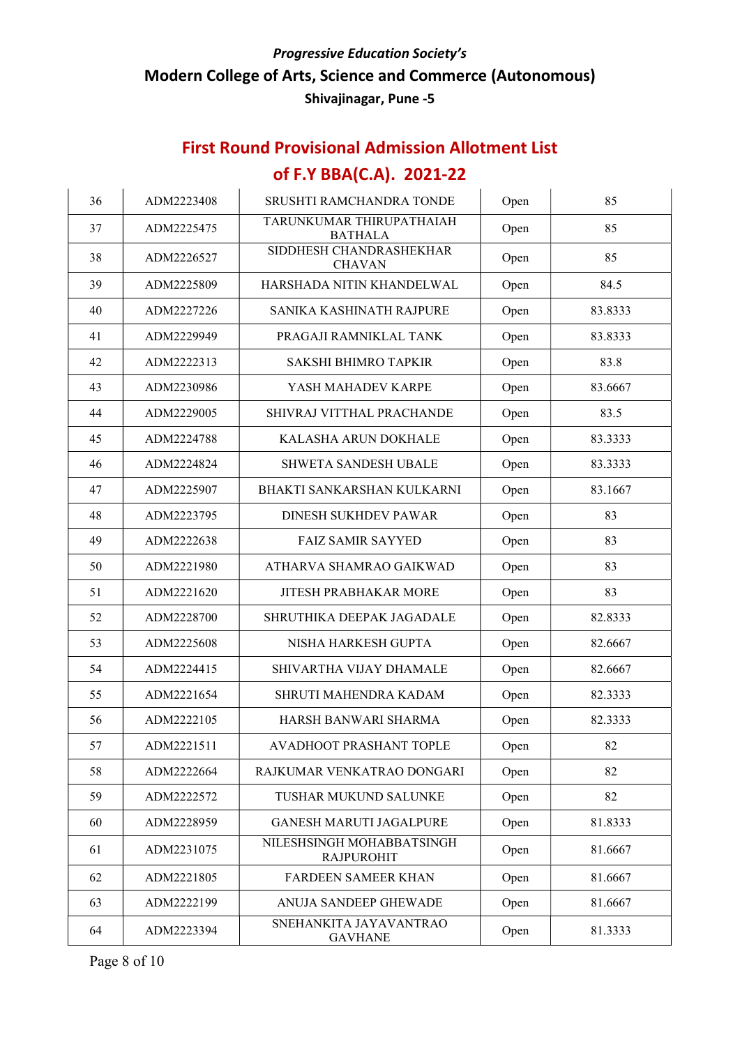*Progressive Education Society's*

**Modern College of Arts, Science and Commerce (Autonomous)**

**Shivajinagar, Pune -5**

## First Round Provisional Admission Allotment List of F.Y BBA(C.A). 2021-22

| | | | | |
|---|---|---|---|---|
| 36 | ADM2223408 | SRUSHTI RAMCHANDRA TONDE | Open | 85 |
| 37 | ADM2225475 | TARUNKUMAR THIRUPATHAIAH BATHALA | Open | 85 |
| 38 | ADM2226527 | SIDDHESH CHANDRASHEKHAR CHAVAN | Open | 85 |
| 39 | ADM2225809 | HARSHADA NITIN KHANDELWAL | Open | 84.5 |
| 40 | ADM2227226 | SANIKA KASHINATH RAJPURE | Open | 83.8333 |
| 41 | ADM2229949 | PRAGAJI RAMNIKLAL TANK | Open | 83.8333 |
| 42 | ADM2222313 | SAKSHI BHIMRO TAPKIR | Open | 83.8 |
| 43 | ADM2230986 | YASH MAHADEV KARPE | Open | 83.6667 |
| 44 | ADM2229005 | SHIVRAJ VITTHAL PRACHANDE | Open | 83.5 |
| 45 | ADM2224788 | KALASHA ARUN DOKHALE | Open | 83.3333 |
| 46 | ADM2224824 | SHWETA SANDESH UBALE | Open | 83.3333 |
| 47 | ADM2225907 | BHAKTI SANKARSHAN KULKARNI | Open | 83.1667 |
| 48 | ADM2223795 | DINESH SUKHDEV PAWAR | Open | 83 |
| 49 | ADM2222638 | FAIZ SAMIR SAYYED | Open | 83 |
| 50 | ADM2221980 | ATHARVA SHAMRAO GAIKWAD | Open | 83 |
| 51 | ADM2221620 | JITESH PRABHAKAR MORE | Open | 83 |
| 52 | ADM2228700 | SHRUTHIKA DEEPAK JAGADALE | Open | 82.8333 |
| 53 | ADM2225608 | NISHA HARKESH GUPTA | Open | 82.6667 |
| 54 | ADM2224415 | SHIVARTHA VIJAY DHAMALE | Open | 82.6667 |
| 55 | ADM2221654 | SHRUTI MAHENDRA KADAM | Open | 82.3333 |
| 56 | ADM2222105 | HARSH BANWARI SHARMA | Open | 82.3333 |
| 57 | ADM2221511 | AVADHOOT PRASHANT TOPLE | Open | 82 |
| 58 | ADM2222664 | RAJKUMAR VENKATRAO DONGARI | Open | 82 |
| 59 | ADM2222572 | TUSHAR MUKUND SALUNKE | Open | 82 |
| 60 | ADM2228959 | GANESH MARUTI JAGALPURE | Open | 81.8333 |
| 61 | ADM2231075 | NILESHSINGH MOHABBATSINGH RAJPUROHIT | Open | 81.6667 |
| 62 | ADM2221805 | FARDEEN SAMEER KHAN | Open | 81.6667 |
| 63 | ADM2222199 | ANUJA SANDEEP GHEWADE | Open | 81.6667 |
| 64 | ADM2223394 | SNEHANKITA JAYAVANTRAO GAVHANE | Open | 81.3333 |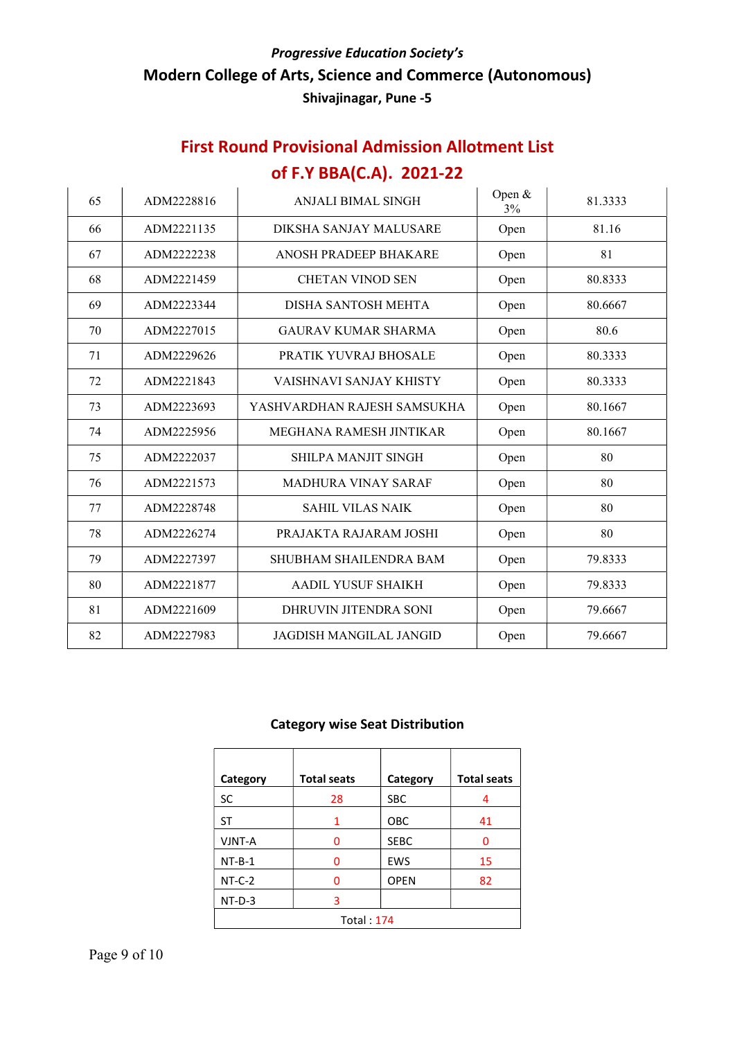*Progressive Education Society's*

**Modern College of Arts, Science and Commerce (Autonomous)**

**Shivajinagar, Pune -5**

## First Round Provisional Admission Allotment List of F.Y BBA(C.A). 2021-22

| | | | | |
|---|---|---|---|---|
| 65 | ADM2228816 | ANJALI BIMAL SINGH | Open & 3% | 81.3333 |
| 66 | ADM2221135 | DIKSHA SANJAY MALUSARE | Open | 81.16 |
| 67 | ADM2222238 | ANOSH PRADEEP BHAKARE | Open | 81 |
| 68 | ADM2221459 | CHETAN VINOD SEN | Open | 80.8333 |
| 69 | ADM2223344 | DISHA SANTOSH MEHTA | Open | 80.6667 |
| 70 | ADM2227015 | GAURAV KUMAR SHARMA | Open | 80.6 |
| 71 | ADM2229626 | PRATIK YUVRAJ BHOSALE | Open | 80.3333 |
| 72 | ADM2221843 | VAISHNAVI SANJAY KHISTY | Open | 80.3333 |
| 73 | ADM2223693 | YASHVARDHAN RAJESH SAMSUKHA | Open | 80.1667 |
| 74 | ADM2225956 | MEGHANA RAMESH JINTIKAR | Open | 80.1667 |
| 75 | ADM2222037 | SHILPA MANJIT SINGH | Open | 80 |
| 76 | ADM2221573 | MADHURA VINAY SARAF | Open | 80 |
| 77 | ADM2228748 | SAHIL VILAS NAIK | Open | 80 |
| 78 | ADM2226274 | PRAJAKTA RAJARAM JOSHI | Open | 80 |
| 79 | ADM2227397 | SHUBHAM SHAILENDRA BAM | Open | 79.8333 |
| 80 | ADM2221877 | AADIL YUSUF SHAIKH | Open | 79.8333 |
| 81 | ADM2221609 | DHRUVIN JITENDRA SONI | Open | 79.6667 |
| 82 | ADM2227983 | JAGDISH MANGILAL JANGID | Open | 79.6667 |

### Category wise Seat Distribution

| Category | Total seats | Category | Total seats |
|---|---|---|---|
| SC | 28 | SBC | 4 |
| ST | 1 | OBC | 41 |
| VJNT-A | 0 | SEBC | 0 |
| NT-B-1 | 0 | EWS | 15 |
| NT-C-2 | 0 | OPEN | 82 |
| NT-D-3 | 3 | | |
| Total : 174 | | | |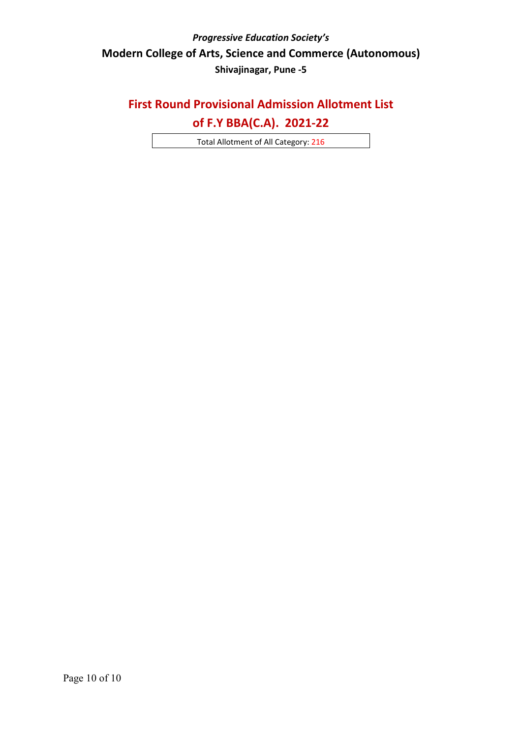*Progressive Education Society's*

**Modern College of Arts, Science and Commerce (Autonomous)**

**Shivajinagar, Pune -5**

## First Round Provisional Admission Allotment List of F.Y BBA(C.A). 2021-22

Total Allotment of All Category: 216